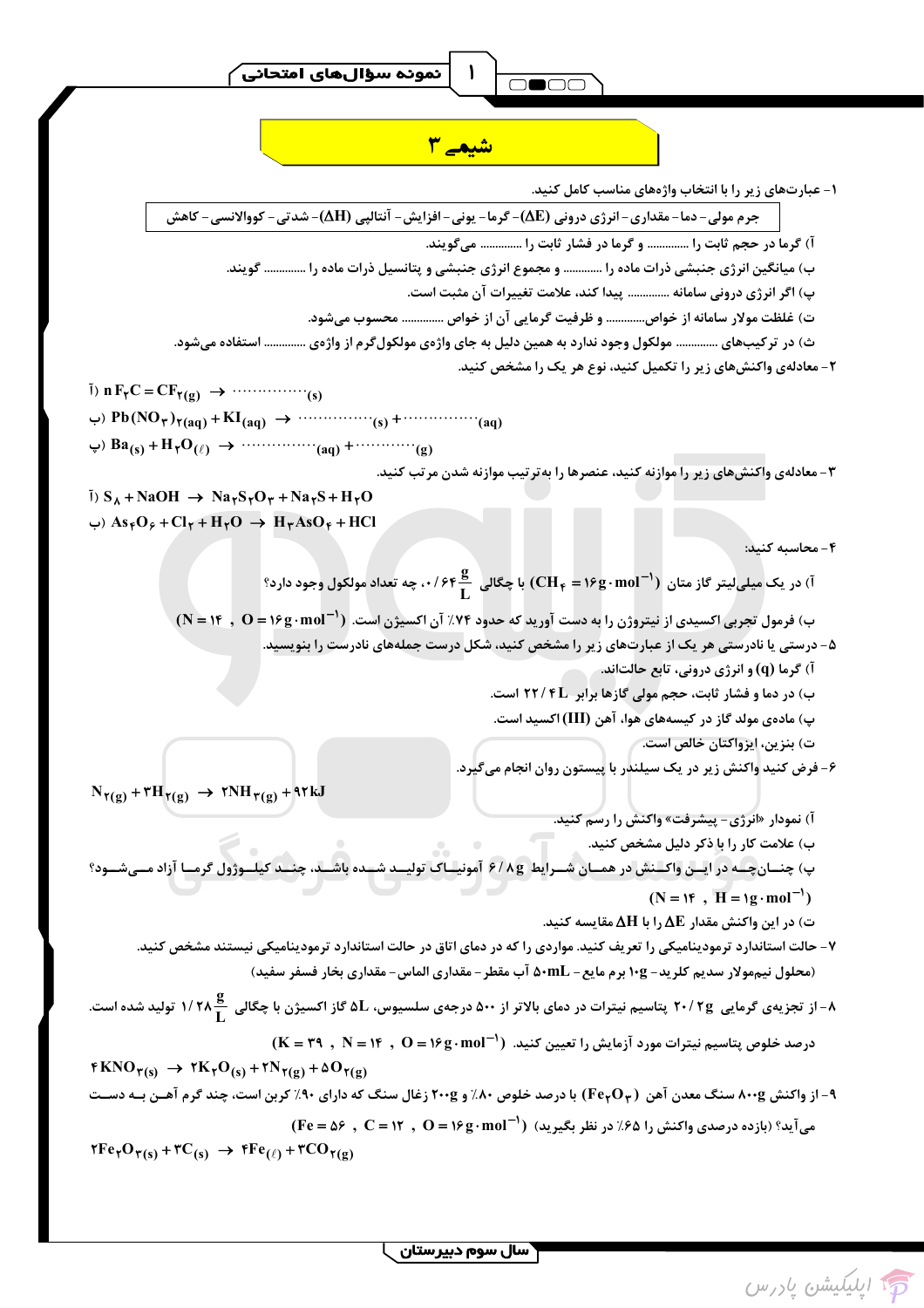## نمونه سؤال‌های امتحانی ۱

# شیمی ۳

۱- عبارت‌های زیر را با انتخاب واژه‌های مناسب کامل کنید.

| جرم مولی - دما - مقداری - انرژی درونی $(\Delta E)$ - گرما - یونی - افزایش - آنتالپی $(\Delta H)$ - شدتی - کووالانسی - کاهش |
|---|

آ) گرما در حجم ثابت را ............. و گرما در فشار ثابت را ............. می‌گویند.

ب) میانگین انرژی جنبشی ذرات ماده را ............. و مجموع انرژی جنبشی و پتانسیل ذرات ماده را ............. گویند.

پ) اگر انرژی درونی سامانه ............. پیدا کند، علامت تغییرات آن مثبت است.

ت) غلظت مولار سامانه از خواص............. و ظرفیت گرمایی آن از خواص ............. محسوب می‌شود.

ث) در ترکیب‌های ............. مولکول وجود ندارد به همین دلیل به جای واژه‌ی مولکول‌گرم از واژه‌ی ............. استفاده می‌شود.

۲- معادله‌ی واکنش‌های زیر را تکمیل کنید، نوع هر یک را مشخص کنید.

آ) $n\,F_2C=CF_{2(g)} \rightarrow \cdots\cdots\cdots_{(s)}$

ب) $Pb(NO_3)_{2(aq)} + KI_{(aq)} \rightarrow \cdots\cdots\cdots_{(s)} + \cdots\cdots\cdots_{(aq)}$

پ) $Ba_{(s)} + H_2O_{(\ell)} \rightarrow \cdots\cdots\cdots_{(aq)} + \cdots\cdots\cdots_{(g)}$

۳- معادله‌ی واکنش‌های زیر را موازنه کنید، عنصرها را به‌ترتیب موازنه شدن مرتب کنید.

آ) $S_8 + NaOH \rightarrow Na_2S_2O_3 + Na_2S + H_2O$

ب) $As_4O_6 + Cl_2 + H_2O \rightarrow H_3AsO_4 + HCl$

۴- محاسبه کنید:

آ) در یک میلی‌لیتر گاز متان $(CH_4 = 16\,g\cdot mol^{-1})$ با چگالی $0/64\,\frac{g}{L}$، چه تعداد مولکول وجود دارد؟

ب) فرمول تجربی اکسیدی از نیتروژن را به دست آورید که حدود ۷۴٪ آن اکسیژن است. $(N=14\ ,\ O=16\,g\cdot mol^{-1})$

۵- درستی یا نادرستی هر یک از عبارت‌های زیر را مشخص کنید، شکل درست جمله‌های نادرست را بنویسید.

آ) گرما $(q)$ و انرژی درونی، تابع حالت‌اند.

ب) در دما و فشار ثابت، حجم مولی گازها برابر $22/4\,L$ است.

پ) ماده‌ی مولد گاز در کیسه‌های هوا، آهن (III) اکسید است.

ت) بنزین، ایزواکتان خالص است.

۶- فرض کنید واکنش زیر در یک سیلندر با پیستون روان انجام می‌گیرد.

$$N_{2(g)} + 3H_{2(g)} \rightarrow 2NH_{3(g)} + 92\,kJ$$

آ) نمودار «انرژی - پیشرفت» واکنش را رسم کنید.

ب) علامت کار را با ذکر دلیل مشخص کنید.

پ) چنان‌چه در این واکنش در همان شرایط $6/8\,g$ آمونیاک تولید شده باشد، چند کیلوژول گرما آزاد می‌شود؟ $(N=14\ ,\ H=1\,g\cdot mol^{-1})$

ت) در این واکنش مقدار $\Delta E$ را با $\Delta H$ مقایسه کنید.

۷- حالت استاندارد ترمودینامیکی را تعریف کنید. مواردی را که در دمای اتاق در حالت استاندارد ترمودینامیکی نیستند مشخص کنید.

(محلول نیم‌مولار سدیم کلرید - $10\,g$ برم مایع - $50\,mL$ آب مقطر - مقداری الماس - مقداری بخار فسفر سفید)

۸- از تجزیه‌ی گرمایی $20/2\,g$ پتاسیم نیترات در دمای بالاتر از ۵۰۰ درجه‌ی سلسیوس، $5L$ گاز اکسیژن با چگالی $1/28\,\frac{g}{L}$ تولید شده است.

درصد خلوص پتاسیم نیترات مورد آزمایش را تعیین کنید. $(K=39\ ,\ N=14\ ,\ O=16\,g\cdot mol^{-1})$

$$4KNO_{3(s)} \rightarrow 2K_2O_{(s)} + 2N_{2(g)} + 5O_{2(g)}$$

۹- از واکنش $800\,g$ سنگ معدن آهن $(Fe_2O_3)$ با درصد خلوص ۸۰٪ و $200\,g$ زغال سنگ که دارای ۹۰٪ کربن است، چند گرم آهن به دست می‌آید؟ (بازده درصدی واکنش را ۶۵٪ در نظر بگیرید) $(Fe=56\ ,\ C=12\ ,\ O=16\,g\cdot mol^{-1})$

$$2Fe_2O_{3(s)} + 3C_{(s)} \rightarrow 4Fe_{(\ell)} + 3CO_{2(g)}$$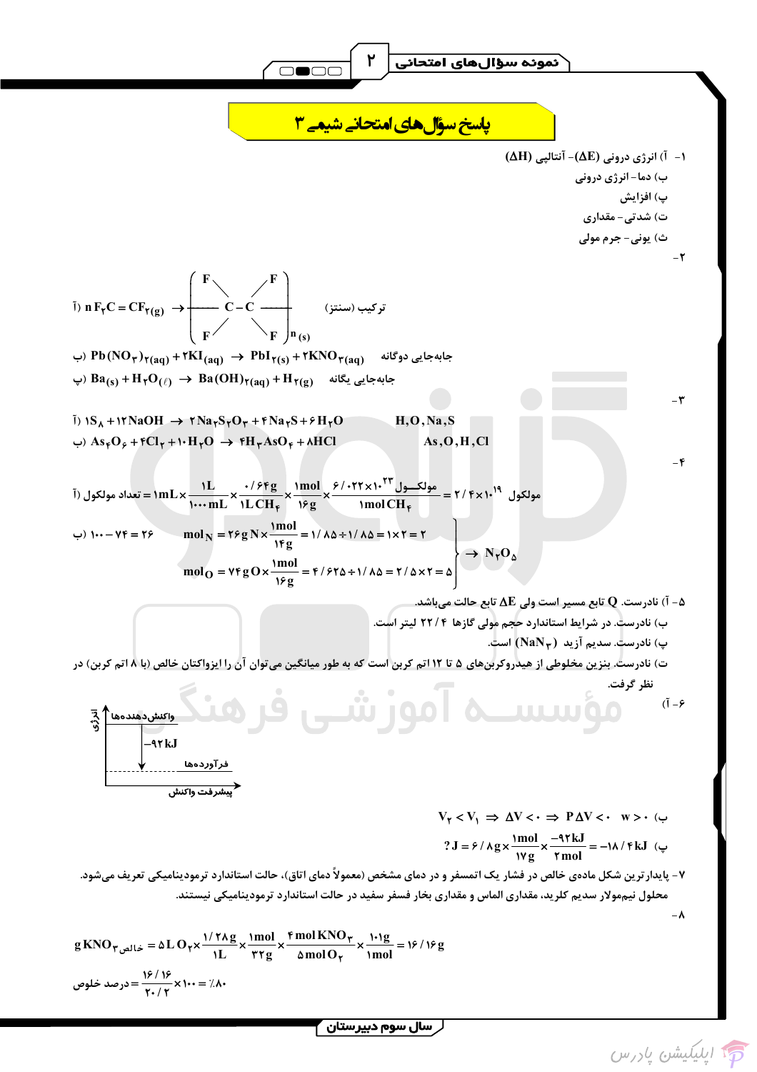# پاسخ سؤال‌های امتحانی شیمی ۳

۱- آ) انرژی درونی $(\Delta E)$ - آنتالپی $(\Delta H)$

ب) دما - انرژی درونی

پ) افزایش

ت) شدتی - مقداری

ث) یونی - جرم مولی

۲-

آ) $n\,F_2C=CF_{2(g)} \rightarrow \left[ -C(F)(F)-C(F)(F)- \right]_{n\,(s)}$ ترکیب (سنتز)

ب) $Pb(NO_3)_{2(aq)} + 2KI_{(aq)} \rightarrow PbI_{2(s)} + 2KNO_{3(aq)}$ جابه‌جایی دوگانه

پ) $Ba_{(s)} + H_2O_{(\ell)} \rightarrow Ba(OH)_{2(aq)} + H_{2(g)}$ جابه‌جایی یگانه

۳-

آ) $1S_8 + 12NaOH \rightarrow 2Na_2S_2O_3 + 4Na_2S + 6H_2O$ — $H,O,Na,S$

ب) $As_4O_6 + 4Cl_2 + 10H_2O \rightarrow 4H_3AsO_4 + 8HCl$ — $As,O,H,Cl$

۴-

آ) $$\text{تعداد مولکول} = 1mL \times \frac{1L}{1000mL} \times \frac{0/64g}{1L\,CH_4} \times \frac{1mol}{16g} \times \frac{6/022\times10^{23}\ \text{مولکول}}{1mol\,CH_4} = 2/4\times10^{19}\ \text{مولکول}$$

ب) $100 - 74 = 26$

$$mol_N = 26g\,N \times \frac{1mol}{14g} = 1/85 \div 1/85 = 1 \times 2 = 2$$

$$mol_O = 74g\,O \times \frac{1mol}{16g} = 4/625 \div 1/85 = 2/5 \times 2 = 5$$

$\rightarrow N_2O_5$

۵- آ) نادرست. $Q$ تابع مسیر است ولی $\Delta E$ تابع حالت می‌باشد.

ب) نادرست. در شرایط استاندارد حجم مولی گازها ۲۲/۴ لیتر است.

پ) نادرست. سدیم آزید $(NaN_3)$ است.

ت) نادرست. بنزین مخلوطی از هیدروکربن‌های ۵ تا ۱۲ اتم کربن است که به طور میانگین می‌توان آن را ایزواکتان خالص (با ۸ اتم کربن) در نظر گرفت.

۶- آ)

(نمودار: محور عمودی انرژی، محور افقی پیشرفت واکنش؛ واکنش‌دهنده‌ها در بالا، فرآورده‌ها در پایین، $-92kJ$)

ب) $V_2 < V_1 \Rightarrow \Delta V < 0 \Rightarrow P\Delta V < 0 \quad w > 0$

پ) $?J = 6/8g \times \frac{1mol}{17g} \times \frac{-92kJ}{2mol} = -18/4kJ$

۷- پایدارترین شکل ماده‌ی خالص در فشار یک اتمسفر و در دمای مشخص (معمولاً دمای اتاق)، حالت استاندارد ترمودینامیکی تعریف می‌شود. محلول نیم‌مولار سدیم کلرید، مقداری الماس و مقداری بخار فسفر سفید در حالت استاندارد ترمودینامیکی نیستند.

۸-

$$g\,KNO_3\ _{\text{خالص}} = 5L\,O_2 \times \frac{1/28g}{1L} \times \frac{1mol}{32g} \times \frac{4mol\,KNO_3}{5mol\,O_2} \times \frac{101g}{1mol} = 16/16g$$

$$\text{درصد خلوص} = \frac{16/16}{20/2} \times 100 = \%80$$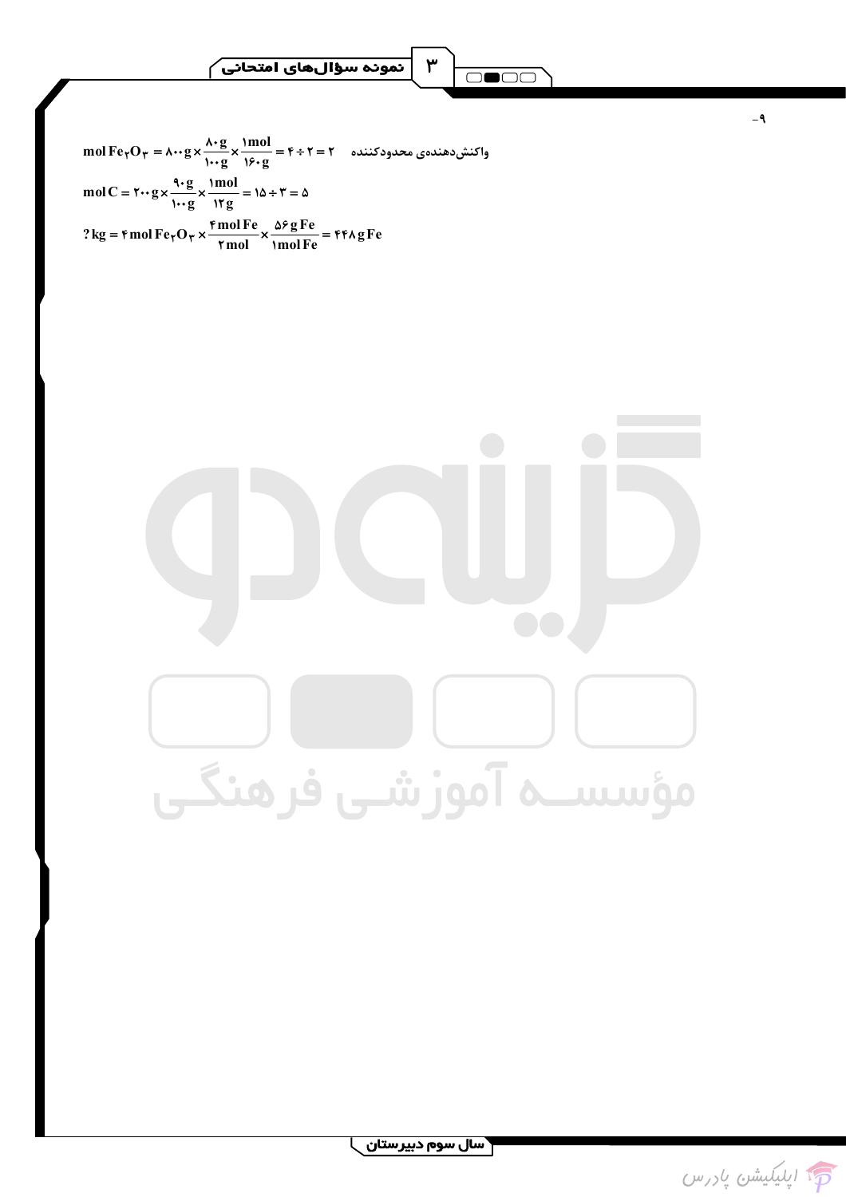۹-

$$mol\ Fe_2O_3 = ۸۰۰g \times \frac{۸۰g}{۱۰۰g} \times \frac{۱mol}{۱۶۰g} = ۴ \div ۲ = ۲$$ واکنش‌دهنده‌ی محدودکننده

$$mol\ C = ۲۰۰g \times \frac{۹۰g}{۱۰۰g} \times \frac{۱mol}{۱۲g} = ۱۵ \div ۳ = ۵$$

$$?kg = ۴\ mol\ Fe_2O_3 \times \frac{۴\ mol\ Fe}{۲\ mol} \times \frac{۵۶\ g\ Fe}{۱\ mol\ Fe} = ۴۴۸\ g\ Fe$$